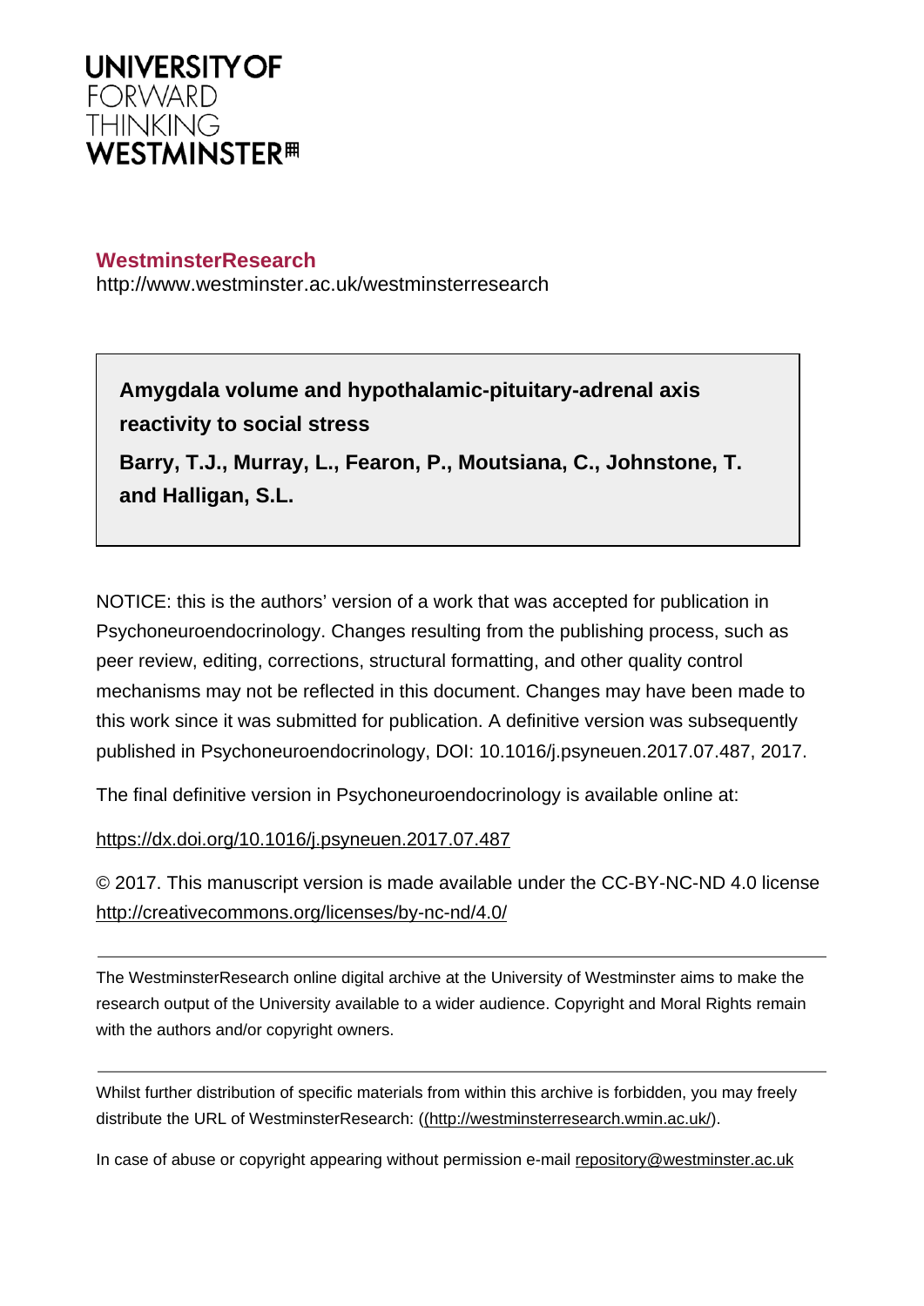**UNIVERSITY OF FORWARD THINKING WESTMINSTER**

**WestminsterResearch**

http://www.westminster.ac.uk/westminsterresearch

**Amygdala volume and hypothalamic-pituitary-adrenal axis reactivity to social stress**

**Barry, T.J., Murray, L., Fearon, P., Moutsiana, C., Johnstone, T. and Halligan, S.L.**

NOTICE: this is the authors' version of a work that was accepted for publication in Psychoneuroendocrinology. Changes resulting from the publishing process, such as peer review, editing, corrections, structural formatting, and other quality control mechanisms may not be reflected in this document. Changes may have been made to this work since it was submitted for publication. A definitive version was subsequently published in Psychoneuroendocrinology, DOI: 10.1016/j.psyneuen.2017.07.487, 2017.

The final definitive version in Psychoneuroendocrinology is available online at:

https://dx.doi.org/10.1016/j.psyneuen.2017.07.487

© 2017. This manuscript version is made available under the CC-BY-NC-ND 4.0 license http://creativecommons.org/licenses/by-nc-nd/4.0/

The WestminsterResearch online digital archive at the University of Westminster aims to make the research output of the University available to a wider audience. Copyright and Moral Rights remain with the authors and/or copyright owners.

Whilst further distribution of specific materials from within this archive is forbidden, you may freely distribute the URL of WestminsterResearch: ((http://westminsterresearch.wmin.ac.uk/).

In case of abuse or copyright appearing without permission e-mail repository@westminster.ac.uk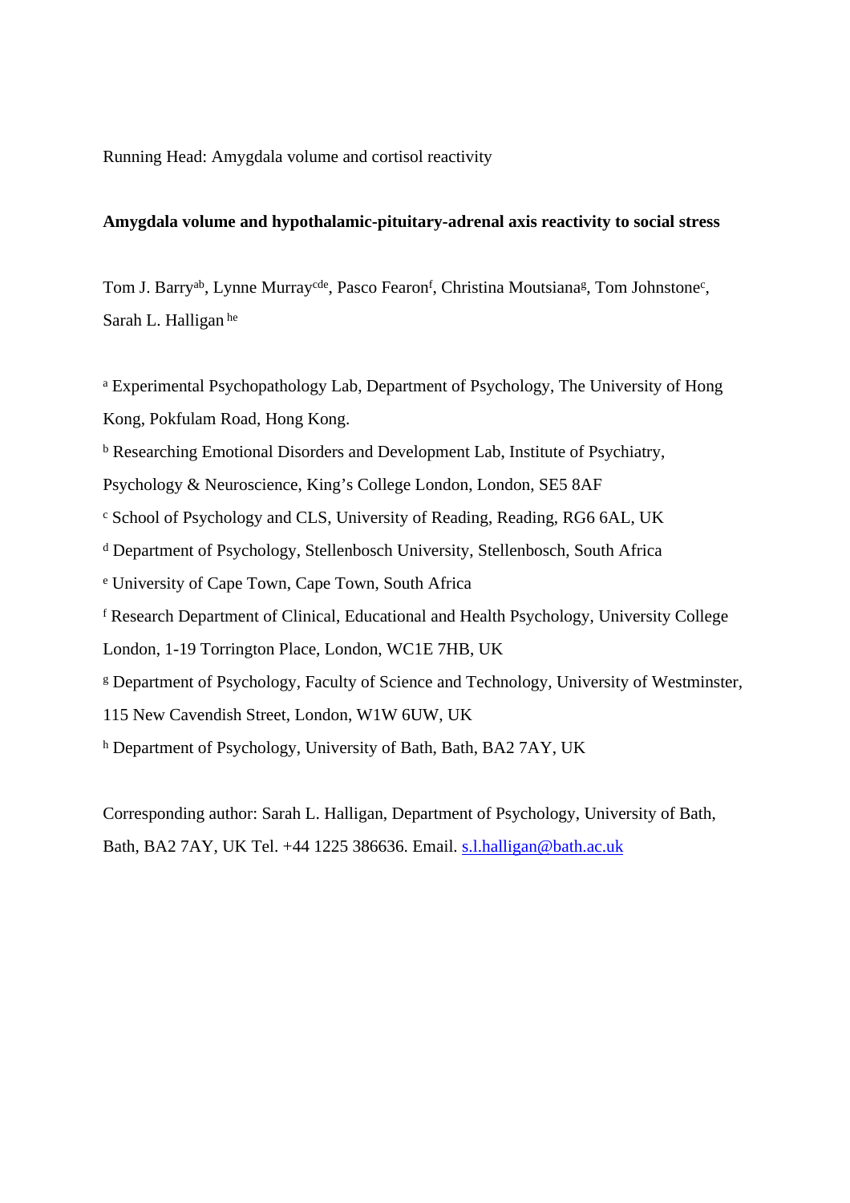Running Head: Amygdala volume and cortisol reactivity

**Amygdala volume and hypothalamic-pituitary-adrenal axis reactivity to social stress**

Tom J. Barry[ab], Lynne Murray[cde], Pasco Fearon[f], Christina Moutsiana[g], Tom Johnstone[c], Sarah L. Halligan[he]

[a] Experimental Psychopathology Lab, Department of Psychology, The University of Hong Kong, Pokfulam Road, Hong Kong.

[b] Researching Emotional Disorders and Development Lab, Institute of Psychiatry, Psychology & Neuroscience, King's College London, London, SE5 8AF

[c] School of Psychology and CLS, University of Reading, Reading, RG6 6AL, UK

[d] Department of Psychology, Stellenbosch University, Stellenbosch, South Africa

[e] University of Cape Town, Cape Town, South Africa

[f] Research Department of Clinical, Educational and Health Psychology, University College London, 1-19 Torrington Place, London, WC1E 7HB, UK

[g] Department of Psychology, Faculty of Science and Technology, University of Westminster, 115 New Cavendish Street, London, W1W 6UW, UK

[h] Department of Psychology, University of Bath, Bath, BA2 7AY, UK

Corresponding author: Sarah L. Halligan, Department of Psychology, University of Bath, Bath, BA2 7AY, UK Tel. +44 1225 386636. Email. s.l.halligan@bath.ac.uk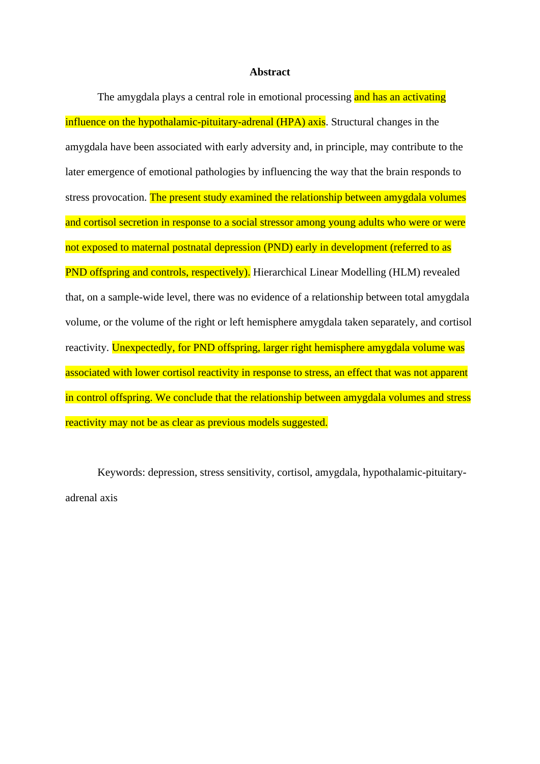# Abstract

The amygdala plays a central role in emotional processing and has an activating influence on the hypothalamic-pituitary-adrenal (HPA) axis. Structural changes in the amygdala have been associated with early adversity and, in principle, may contribute to the later emergence of emotional pathologies by influencing the way that the brain responds to stress provocation. The present study examined the relationship between amygdala volumes and cortisol secretion in response to a social stressor among young adults who were or were not exposed to maternal postnatal depression (PND) early in development (referred to as PND offspring and controls, respectively). Hierarchical Linear Modelling (HLM) revealed that, on a sample-wide level, there was no evidence of a relationship between total amygdala volume, or the volume of the right or left hemisphere amygdala taken separately, and cortisol reactivity. Unexpectedly, for PND offspring, larger right hemisphere amygdala volume was associated with lower cortisol reactivity in response to stress, an effect that was not apparent in control offspring. We conclude that the relationship between amygdala volumes and stress reactivity may not be as clear as previous models suggested.

Keywords: depression, stress sensitivity, cortisol, amygdala, hypothalamic-pituitary-adrenal axis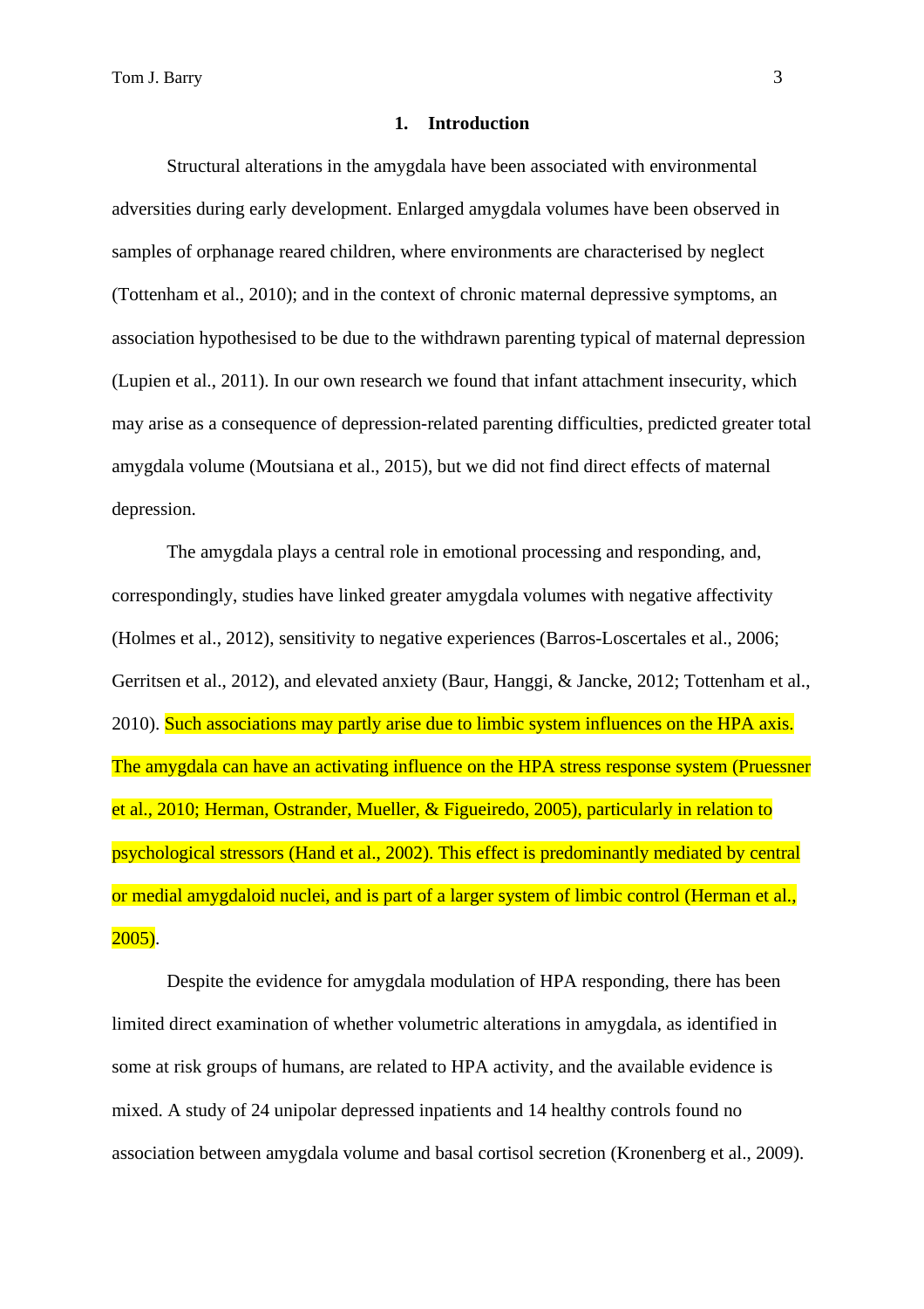# 1. Introduction

Structural alterations in the amygdala have been associated with environmental adversities during early development. Enlarged amygdala volumes have been observed in samples of orphanage reared children, where environments are characterised by neglect (Tottenham et al., 2010); and in the context of chronic maternal depressive symptoms, an association hypothesised to be due to the withdrawn parenting typical of maternal depression (Lupien et al., 2011). In our own research we found that infant attachment insecurity, which may arise as a consequence of depression-related parenting difficulties, predicted greater total amygdala volume (Moutsiana et al., 2015), but we did not find direct effects of maternal depression.

The amygdala plays a central role in emotional processing and responding, and, correspondingly, studies have linked greater amygdala volumes with negative affectivity (Holmes et al., 2012), sensitivity to negative experiences (Barros-Loscertales et al., 2006; Gerritsen et al., 2012), and elevated anxiety (Baur, Hanggi, & Jancke, 2012; Tottenham et al., 2010). Such associations may partly arise due to limbic system influences on the HPA axis. The amygdala can have an activating influence on the HPA stress response system (Pruessner et al., 2010; Herman, Ostrander, Mueller, & Figueiredo, 2005), particularly in relation to psychological stressors (Hand et al., 2002). This effect is predominantly mediated by central or medial amygdaloid nuclei, and is part of a larger system of limbic control (Herman et al., 2005).

Despite the evidence for amygdala modulation of HPA responding, there has been limited direct examination of whether volumetric alterations in amygdala, as identified in some at risk groups of humans, are related to HPA activity, and the available evidence is mixed. A study of 24 unipolar depressed inpatients and 14 healthy controls found no association between amygdala volume and basal cortisol secretion (Kronenberg et al., 2009).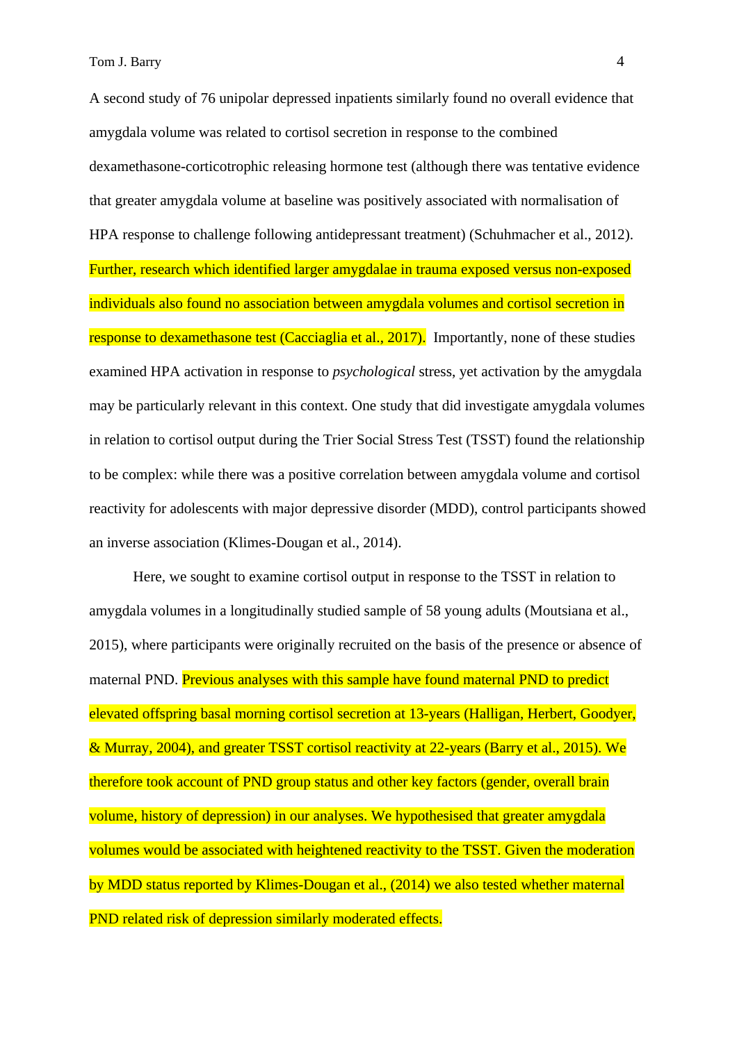A second study of 76 unipolar depressed inpatients similarly found no overall evidence that amygdala volume was related to cortisol secretion in response to the combined dexamethasone-corticotrophic releasing hormone test (although there was tentative evidence that greater amygdala volume at baseline was positively associated with normalisation of HPA response to challenge following antidepressant treatment) (Schuhmacher et al., 2012). Further, research which identified larger amygdalae in trauma exposed versus non-exposed individuals also found no association between amygdala volumes and cortisol secretion in response to dexamethasone test (Cacciaglia et al., 2017). Importantly, none of these studies examined HPA activation in response to *psychological* stress, yet activation by the amygdala may be particularly relevant in this context. One study that did investigate amygdala volumes in relation to cortisol output during the Trier Social Stress Test (TSST) found the relationship to be complex: while there was a positive correlation between amygdala volume and cortisol reactivity for adolescents with major depressive disorder (MDD), control participants showed an inverse association (Klimes-Dougan et al., 2014).

Here, we sought to examine cortisol output in response to the TSST in relation to amygdala volumes in a longitudinally studied sample of 58 young adults (Moutsiana et al., 2015), where participants were originally recruited on the basis of the presence or absence of maternal PND. Previous analyses with this sample have found maternal PND to predict elevated offspring basal morning cortisol secretion at 13-years (Halligan, Herbert, Goodyer, & Murray, 2004), and greater TSST cortisol reactivity at 22-years (Barry et al., 2015). We therefore took account of PND group status and other key factors (gender, overall brain volume, history of depression) in our analyses. We hypothesised that greater amygdala volumes would be associated with heightened reactivity to the TSST. Given the moderation by MDD status reported by Klimes-Dougan et al., (2014) we also tested whether maternal PND related risk of depression similarly moderated effects.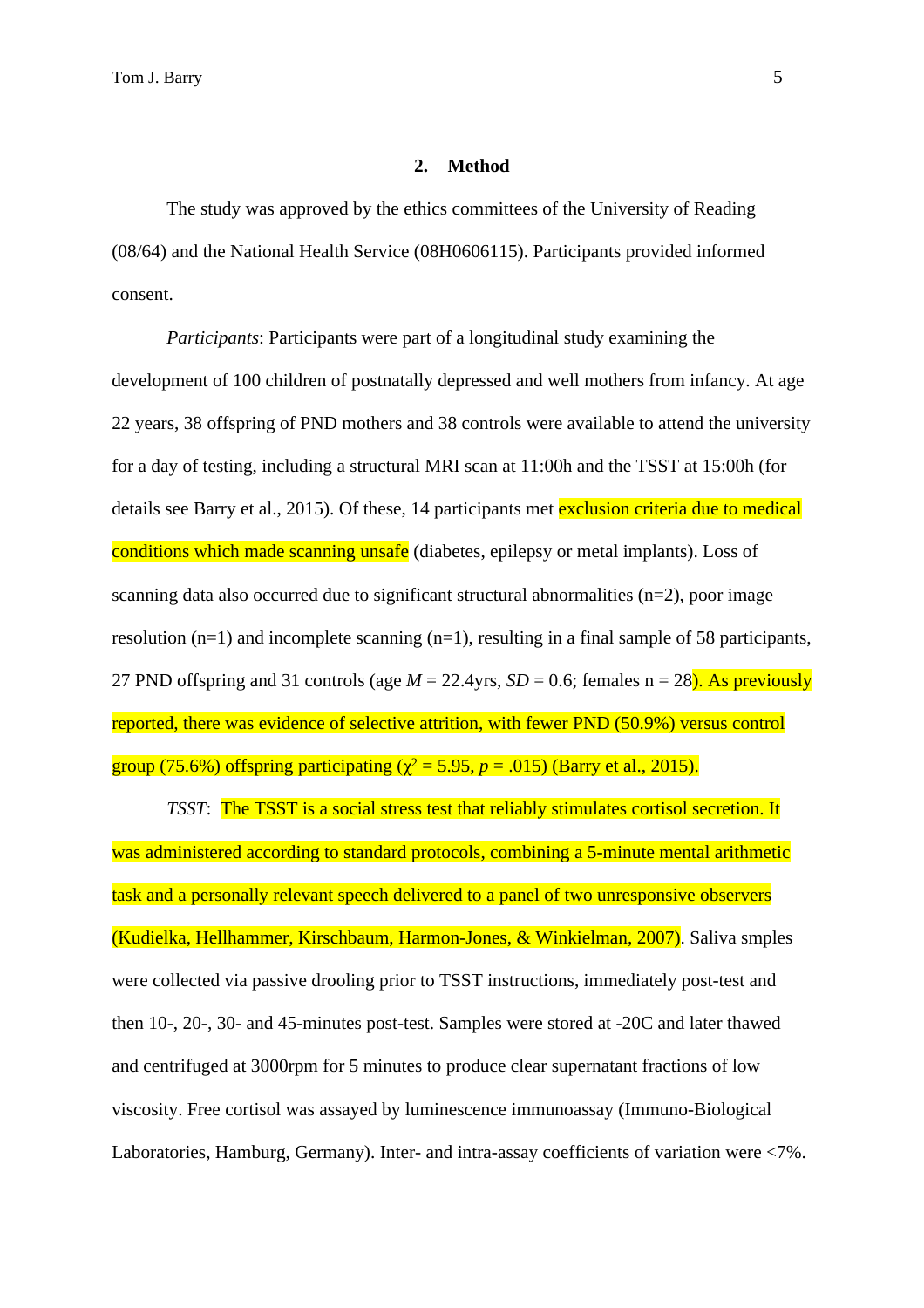## 2. Method

The study was approved by the ethics committees of the University of Reading (08/64) and the National Health Service (08H0606115). Participants provided informed consent.

*Participants*: Participants were part of a longitudinal study examining the development of 100 children of postnatally depressed and well mothers from infancy. At age 22 years, 38 offspring of PND mothers and 38 controls were available to attend the university for a day of testing, including a structural MRI scan at 11:00h and the TSST at 15:00h (for details see Barry et al., 2015). Of these, 14 participants met exclusion criteria due to medical conditions which made scanning unsafe (diabetes, epilepsy or metal implants). Loss of scanning data also occurred due to significant structural abnormalities (n=2), poor image resolution (n=1) and incomplete scanning (n=1), resulting in a final sample of 58 participants, 27 PND offspring and 31 controls (age *M* = 22.4yrs, *SD* = 0.6; females n = 28). As previously reported, there was evidence of selective attrition, with fewer PND (50.9%) versus control group (75.6%) offspring participating ($\chi^2$ = 5.95, *p* = .015) (Barry et al., 2015).

*TSST*: The TSST is a social stress test that reliably stimulates cortisol secretion. It was administered according to standard protocols, combining a 5-minute mental arithmetic task and a personally relevant speech delivered to a panel of two unresponsive observers (Kudielka, Hellhammer, Kirschbaum, Harmon-Jones, & Winkielman, 2007). Saliva smples were collected via passive drooling prior to TSST instructions, immediately post-test and then 10-, 20-, 30- and 45-minutes post-test. Samples were stored at -20C and later thawed and centrifuged at 3000rpm for 5 minutes to produce clear supernatant fractions of low viscosity. Free cortisol was assayed by luminescence immunoassay (Immuno-Biological Laboratories, Hamburg, Germany). Inter- and intra-assay coefficients of variation were <7%.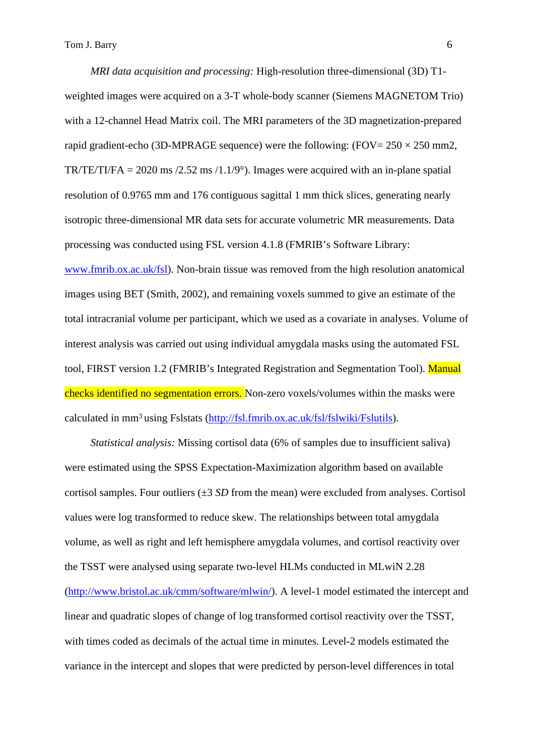*MRI data acquisition and processing:* High-resolution three-dimensional (3D) T1-weighted images were acquired on a 3-T whole-body scanner (Siemens MAGNETOM Trio) with a 12-channel Head Matrix coil. The MRI parameters of the 3D magnetization-prepared rapid gradient-echo (3D-MPRAGE sequence) were the following: (FOV= 250 × 250 mm2, TR/TE/TI/FA = 2020 ms /2.52 ms /1.1/9°). Images were acquired with an in-plane spatial resolution of 0.9765 mm and 176 contiguous sagittal 1 mm thick slices, generating nearly isotropic three-dimensional MR data sets for accurate volumetric MR measurements. Data processing was conducted using FSL version 4.1.8 (FMRIB's Software Library: www.fmrib.ox.ac.uk/fsl). Non-brain tissue was removed from the high resolution anatomical images using BET (Smith, 2002), and remaining voxels summed to give an estimate of the total intracranial volume per participant, which we used as a covariate in analyses. Volume of interest analysis was carried out using individual amygdala masks using the automated FSL tool, FIRST version 1.2 (FMRIB's Integrated Registration and Segmentation Tool). Manual checks identified no segmentation errors. Non-zero voxels/volumes within the masks were calculated in $mm^3$ using Fslstats (http://fsl.fmrib.ox.ac.uk/fsl/fslwiki/Fslutils).

*Statistical analysis:* Missing cortisol data (6% of samples due to insufficient saliva) were estimated using the SPSS Expectation-Maximization algorithm based on available cortisol samples. Four outliers (±3 *SD* from the mean) were excluded from analyses. Cortisol values were log transformed to reduce skew. The relationships between total amygdala volume, as well as right and left hemisphere amygdala volumes, and cortisol reactivity over the TSST were analysed using separate two-level HLMs conducted in MLwiN 2.28 (http://www.bristol.ac.uk/cmm/software/mlwin/). A level-1 model estimated the intercept and linear and quadratic slopes of change of log transformed cortisol reactivity over the TSST, with times coded as decimals of the actual time in minutes. Level-2 models estimated the variance in the intercept and slopes that were predicted by person-level differences in total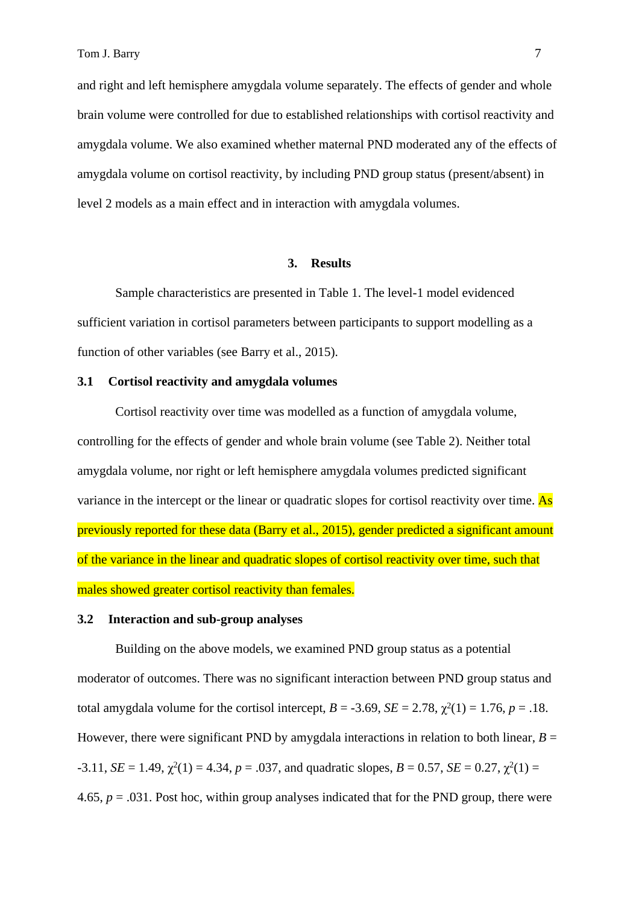and right and left hemisphere amygdala volume separately. The effects of gender and whole brain volume were controlled for due to established relationships with cortisol reactivity and amygdala volume. We also examined whether maternal PND moderated any of the effects of amygdala volume on cortisol reactivity, by including PND group status (present/absent) in level 2 models as a main effect and in interaction with amygdala volumes.

## 3. Results

Sample characteristics are presented in Table 1. The level-1 model evidenced sufficient variation in cortisol parameters between participants to support modelling as a function of other variables (see Barry et al., 2015).

### 3.1 Cortisol reactivity and amygdala volumes

Cortisol reactivity over time was modelled as a function of amygdala volume, controlling for the effects of gender and whole brain volume (see Table 2). Neither total amygdala volume, nor right or left hemisphere amygdala volumes predicted significant variance in the intercept or the linear or quadratic slopes for cortisol reactivity over time. As previously reported for these data (Barry et al., 2015), gender predicted a significant amount of the variance in the linear and quadratic slopes of cortisol reactivity over time, such that males showed greater cortisol reactivity than females.

### 3.2 Interaction and sub-group analyses

Building on the above models, we examined PND group status as a potential moderator of outcomes. There was no significant interaction between PND group status and total amygdala volume for the cortisol intercept, $B = -3.69$, $SE = 2.78$, $\chi^2(1) = 1.76$, $p = .18$. However, there were significant PND by amygdala interactions in relation to both linear, $B = -3.11$, $SE = 1.49$, $\chi^2(1) = 4.34$, $p = .037$, and quadratic slopes, $B = 0.57$, $SE = 0.27$, $\chi^2(1) = 4.65$, $p = .031$. Post hoc, within group analyses indicated that for the PND group, there were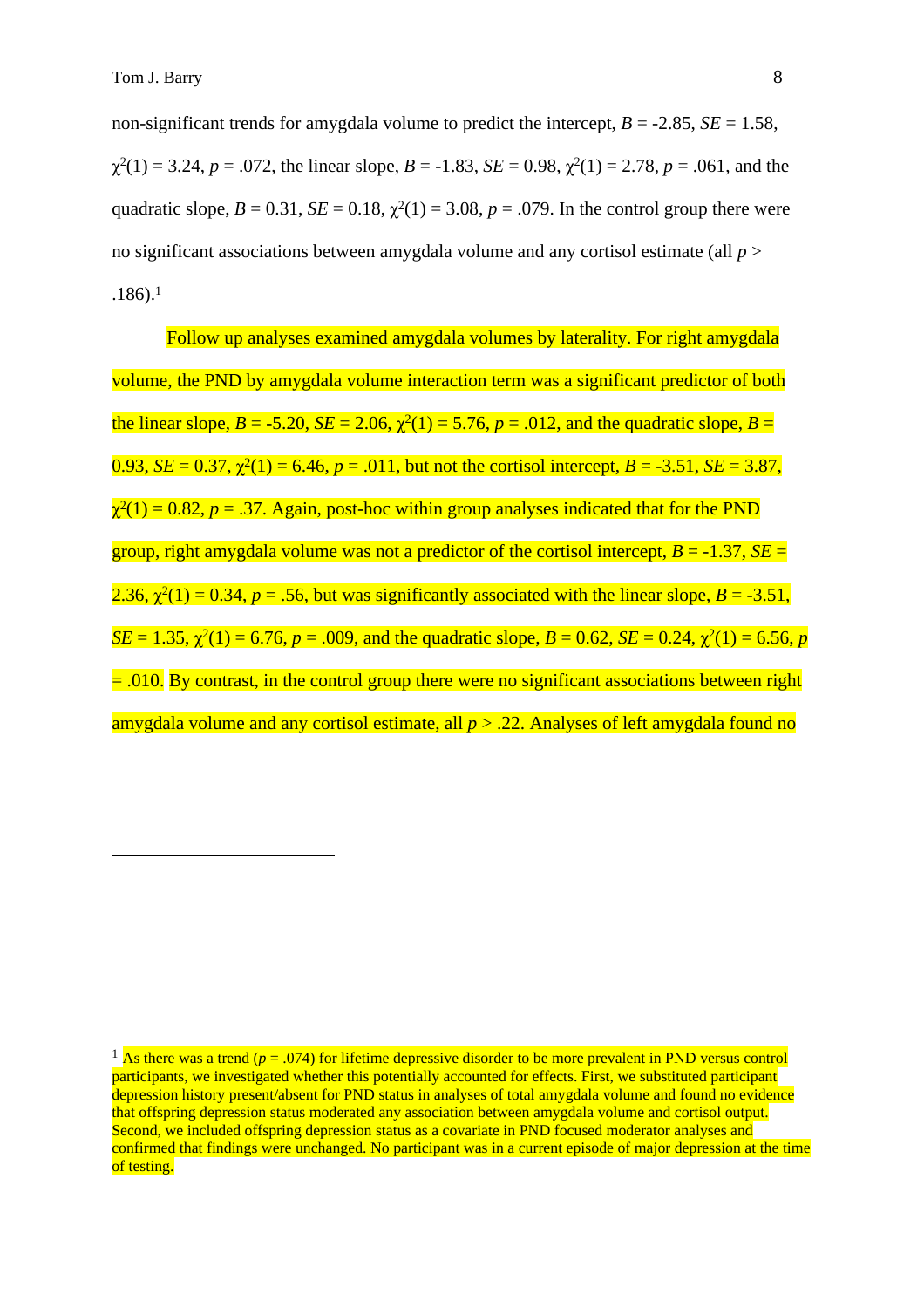non-significant trends for amygdala volume to predict the intercept, $B = -2.85$, $SE = 1.58$, $\chi^2(1) = 3.24$, $p = .072$, the linear slope, $B = -1.83$, $SE = 0.98$, $\chi^2(1) = 2.78$, $p = .061$, and the quadratic slope, $B = 0.31$, $SE = 0.18$, $\chi^2(1) = 3.08$, $p = .079$. In the control group there were no significant associations between amygdala volume and any cortisol estimate (all $p > .186$).[1]

Follow up analyses examined amygdala volumes by laterality. For right amygdala volume, the PND by amygdala volume interaction term was a significant predictor of both the linear slope, $B = -5.20$, $SE = 2.06$, $\chi^2(1) = 5.76$, $p = .012$, and the quadratic slope, $B = 0.93$, $SE = 0.37$, $\chi^2(1) = 6.46$, $p = .011$, but not the cortisol intercept, $B = -3.51$, $SE = 3.87$, $\chi^2(1) = 0.82$, $p = .37$. Again, post-hoc within group analyses indicated that for the PND group, right amygdala volume was not a predictor of the cortisol intercept, $B = -1.37$, $SE = 2.36$, $\chi^2(1) = 0.34$, $p = .56$, but was significantly associated with the linear slope, $B = -3.51$, $SE = 1.35$, $\chi^2(1) = 6.76$, $p = .009$, and the quadratic slope, $B = 0.62$, $SE = 0.24$, $\chi^2(1) = 6.56$, $p = .010$. By contrast, in the control group there were no significant associations between right amygdala volume and any cortisol estimate, all $p > .22$. Analyses of left amygdala found no

---

[1] As there was a trend ($p = .074$) for lifetime depressive disorder to be more prevalent in PND versus control participants, we investigated whether this potentially accounted for effects. First, we substituted participant depression history present/absent for PND status in analyses of total amygdala volume and found no evidence that offspring depression status moderated any association between amygdala volume and cortisol output. Second, we included offspring depression status as a covariate in PND focused moderator analyses and confirmed that findings were unchanged. No participant was in a current episode of major depression at the time of testing.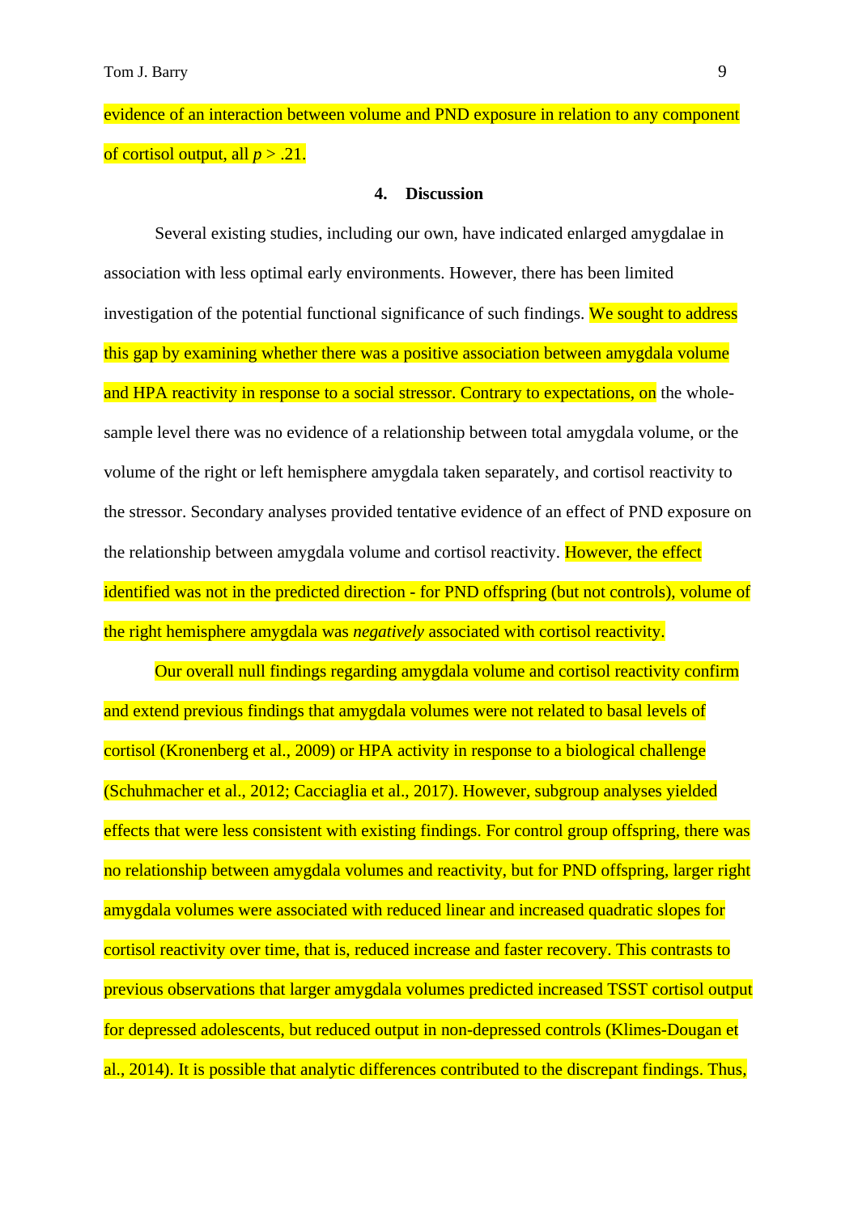evidence of an interaction between volume and PND exposure in relation to any component of cortisol output, all $p > .21$.

## 4. Discussion

Several existing studies, including our own, have indicated enlarged amygdalae in association with less optimal early environments. However, there has been limited investigation of the potential functional significance of such findings. We sought to address this gap by examining whether there was a positive association between amygdala volume and HPA reactivity in response to a social stressor. Contrary to expectations, on the whole-sample level there was no evidence of a relationship between total amygdala volume, or the volume of the right or left hemisphere amygdala taken separately, and cortisol reactivity to the stressor. Secondary analyses provided tentative evidence of an effect of PND exposure on the relationship between amygdala volume and cortisol reactivity. However, the effect identified was not in the predicted direction - for PND offspring (but not controls), volume of the right hemisphere amygdala was *negatively* associated with cortisol reactivity.

Our overall null findings regarding amygdala volume and cortisol reactivity confirm and extend previous findings that amygdala volumes were not related to basal levels of cortisol (Kronenberg et al., 2009) or HPA activity in response to a biological challenge (Schuhmacher et al., 2012; Cacciaglia et al., 2017). However, subgroup analyses yielded effects that were less consistent with existing findings. For control group offspring, there was no relationship between amygdala volumes and reactivity, but for PND offspring, larger right amygdala volumes were associated with reduced linear and increased quadratic slopes for cortisol reactivity over time, that is, reduced increase and faster recovery. This contrasts to previous observations that larger amygdala volumes predicted increased TSST cortisol output for depressed adolescents, but reduced output in non-depressed controls (Klimes-Dougan et al., 2014). It is possible that analytic differences contributed to the discrepant findings. Thus,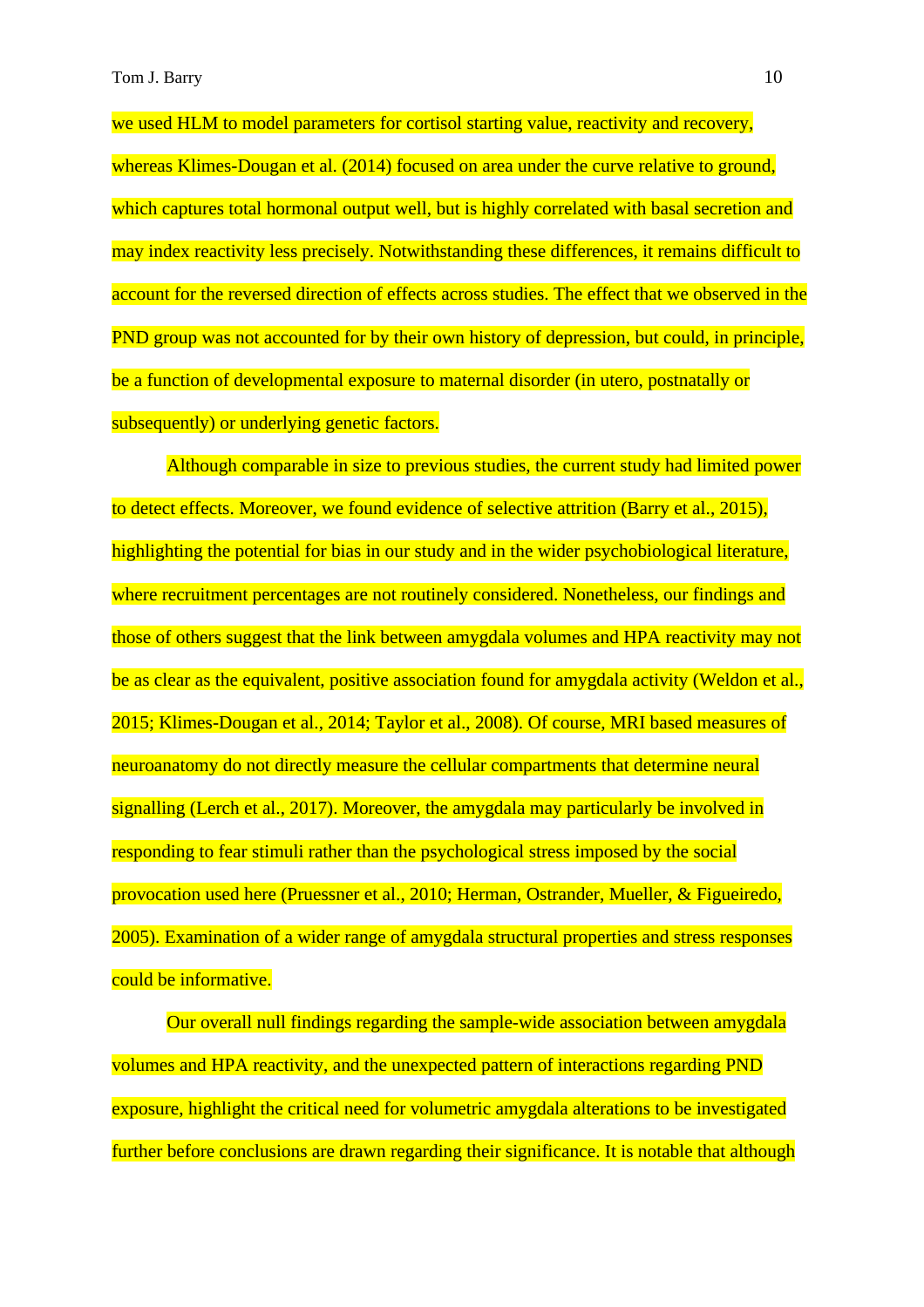we used HLM to model parameters for cortisol starting value, reactivity and recovery, whereas Klimes-Dougan et al. (2014) focused on area under the curve relative to ground, which captures total hormonal output well, but is highly correlated with basal secretion and may index reactivity less precisely. Notwithstanding these differences, it remains difficult to account for the reversed direction of effects across studies. The effect that we observed in the PND group was not accounted for by their own history of depression, but could, in principle, be a function of developmental exposure to maternal disorder (in utero, postnatally or subsequently) or underlying genetic factors.

Although comparable in size to previous studies, the current study had limited power to detect effects. Moreover, we found evidence of selective attrition (Barry et al., 2015), highlighting the potential for bias in our study and in the wider psychobiological literature, where recruitment percentages are not routinely considered. Nonetheless, our findings and those of others suggest that the link between amygdala volumes and HPA reactivity may not be as clear as the equivalent, positive association found for amygdala activity (Weldon et al., 2015; Klimes-Dougan et al., 2014; Taylor et al., 2008). Of course, MRI based measures of neuroanatomy do not directly measure the cellular compartments that determine neural signalling (Lerch et al., 2017). Moreover, the amygdala may particularly be involved in responding to fear stimuli rather than the psychological stress imposed by the social provocation used here (Pruessner et al., 2010; Herman, Ostrander, Mueller, & Figueiredo, 2005). Examination of a wider range of amygdala structural properties and stress responses could be informative.

Our overall null findings regarding the sample-wide association between amygdala volumes and HPA reactivity, and the unexpected pattern of interactions regarding PND exposure, highlight the critical need for volumetric amygdala alterations to be investigated further before conclusions are drawn regarding their significance. It is notable that although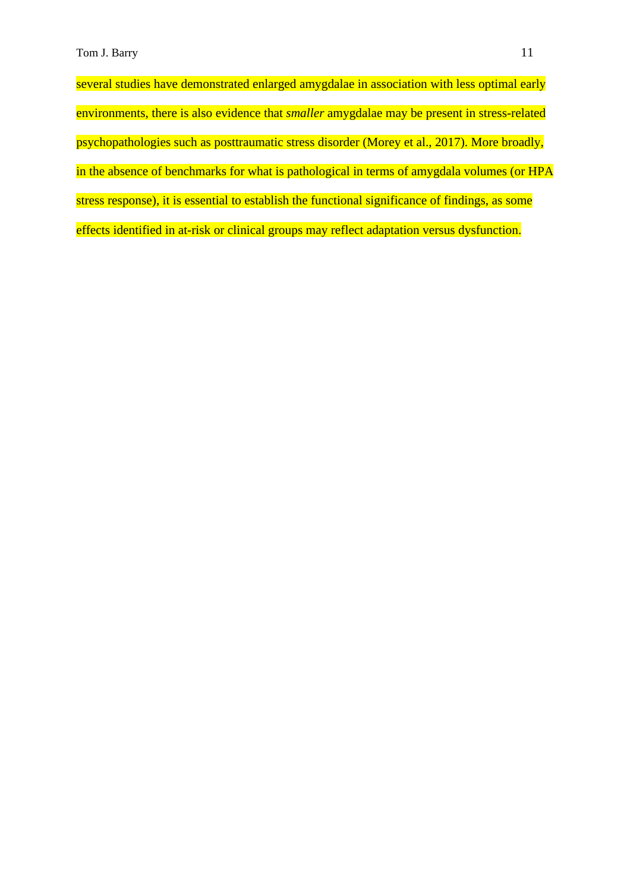several studies have demonstrated enlarged amygdalae in association with less optimal early environments, there is also evidence that *smaller* amygdalae may be present in stress-related psychopathologies such as posttraumatic stress disorder (Morey et al., 2017). More broadly, in the absence of benchmarks for what is pathological in terms of amygdala volumes (or HPA stress response), it is essential to establish the functional significance of findings, as some effects identified in at-risk or clinical groups may reflect adaptation versus dysfunction.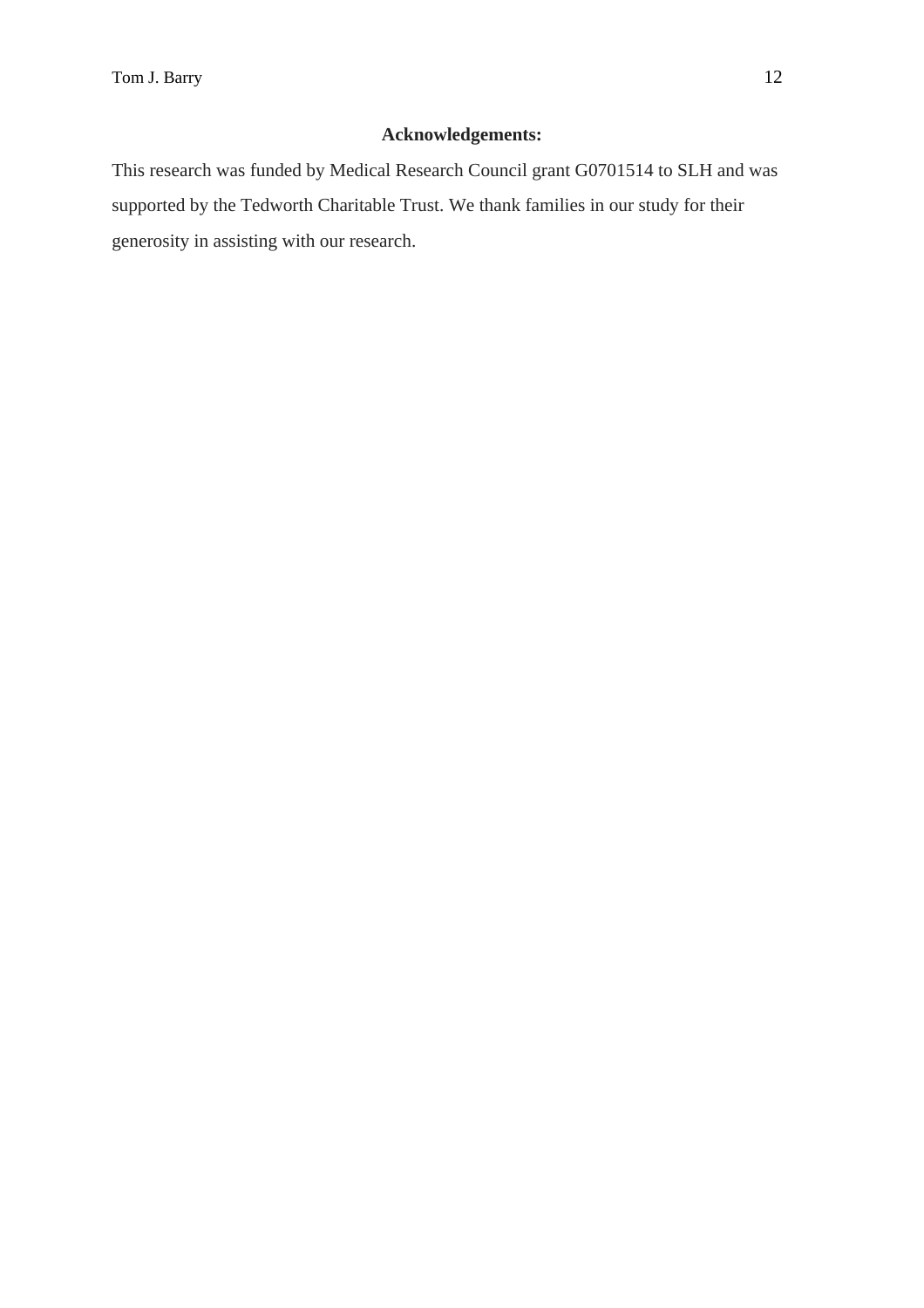## Acknowledgements:

This research was funded by Medical Research Council grant G0701514 to SLH and was supported by the Tedworth Charitable Trust. We thank families in our study for their generosity in assisting with our research.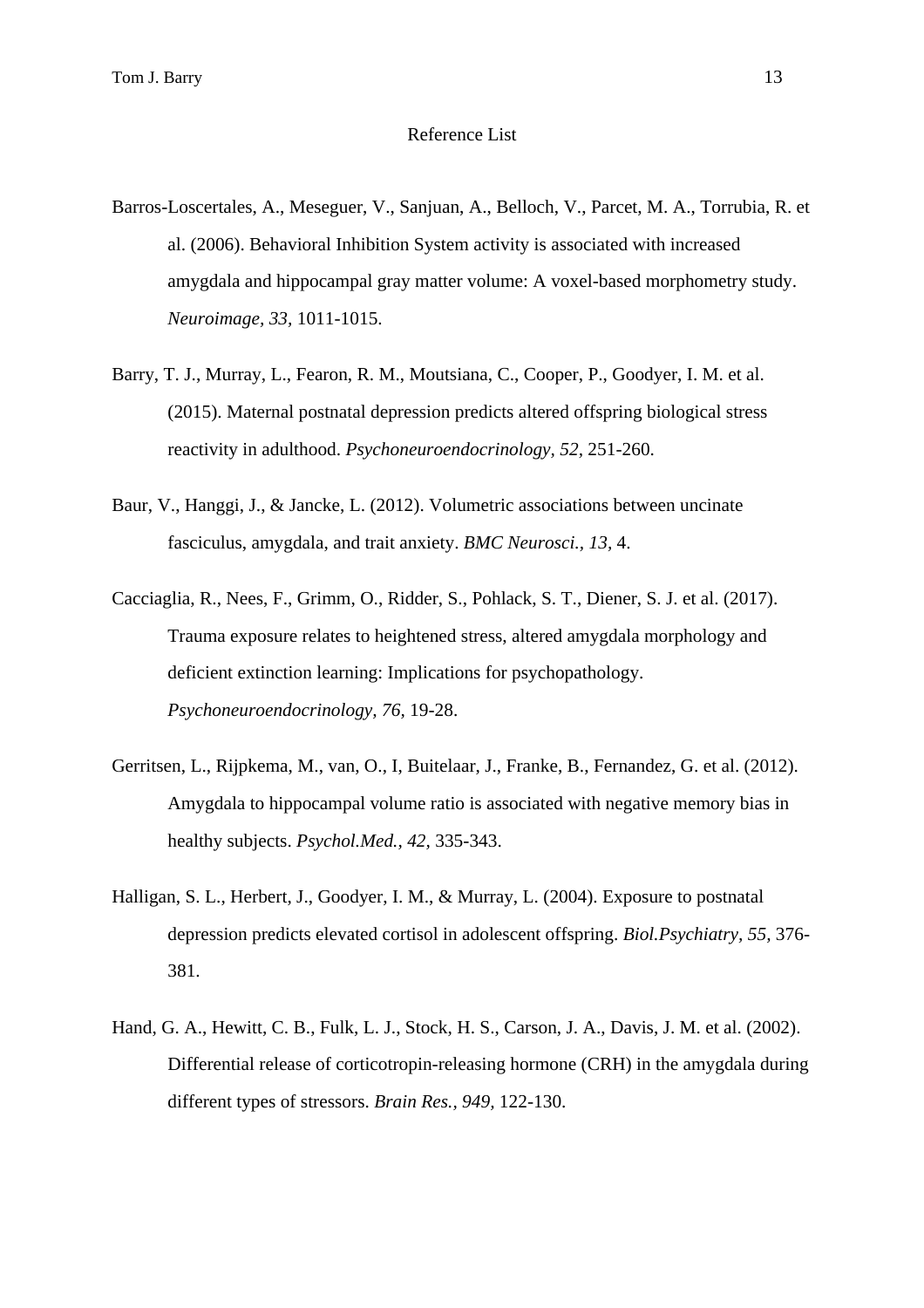# Reference List

Barros-Loscertales, A., Meseguer, V., Sanjuan, A., Belloch, V., Parcet, M. A., Torrubia, R. et al. (2006). Behavioral Inhibition System activity is associated with increased amygdala and hippocampal gray matter volume: A voxel-based morphometry study. *Neuroimage, 33,* 1011-1015.

Barry, T. J., Murray, L., Fearon, R. M., Moutsiana, C., Cooper, P., Goodyer, I. M. et al. (2015). Maternal postnatal depression predicts altered offspring biological stress reactivity in adulthood. *Psychoneuroendocrinology, 52,* 251-260.

Baur, V., Hanggi, J., & Jancke, L. (2012). Volumetric associations between uncinate fasciculus, amygdala, and trait anxiety. *BMC Neurosci., 13,* 4.

Cacciaglia, R., Nees, F., Grimm, O., Ridder, S., Pohlack, S. T., Diener, S. J. et al. (2017). Trauma exposure relates to heightened stress, altered amygdala morphology and deficient extinction learning: Implications for psychopathology. *Psychoneuroendocrinology, 76,* 19-28.

Gerritsen, L., Rijpkema, M., van, O., I, Buitelaar, J., Franke, B., Fernandez, G. et al. (2012). Amygdala to hippocampal volume ratio is associated with negative memory bias in healthy subjects. *Psychol.Med., 42,* 335-343.

Halligan, S. L., Herbert, J., Goodyer, I. M., & Murray, L. (2004). Exposure to postnatal depression predicts elevated cortisol in adolescent offspring. *Biol.Psychiatry, 55,* 376-381.

Hand, G. A., Hewitt, C. B., Fulk, L. J., Stock, H. S., Carson, J. A., Davis, J. M. et al. (2002). Differential release of corticotropin-releasing hormone (CRH) in the amygdala during different types of stressors. *Brain Res., 949,* 122-130.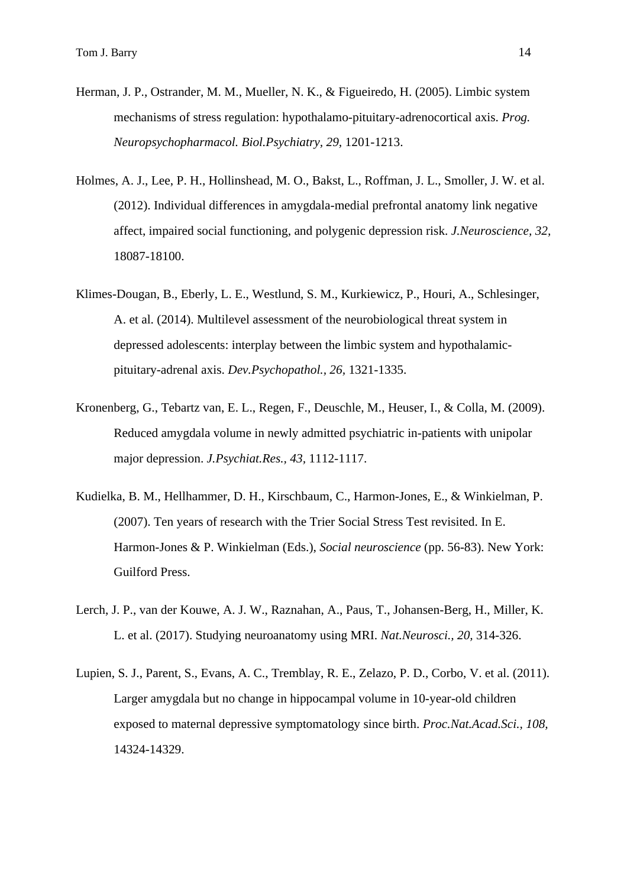Herman, J. P., Ostrander, M. M., Mueller, N. K., & Figueiredo, H. (2005). Limbic system mechanisms of stress regulation: hypothalamo-pituitary-adrenocortical axis. *Prog. Neuropsychopharmacol. Biol.Psychiatry, 29,* 1201-1213.

Holmes, A. J., Lee, P. H., Hollinshead, M. O., Bakst, L., Roffman, J. L., Smoller, J. W. et al. (2012). Individual differences in amygdala-medial prefrontal anatomy link negative affect, impaired social functioning, and polygenic depression risk. *J.Neuroscience, 32,* 18087-18100.

Klimes-Dougan, B., Eberly, L. E., Westlund, S. M., Kurkiewicz, P., Houri, A., Schlesinger, A. et al. (2014). Multilevel assessment of the neurobiological threat system in depressed adolescents: interplay between the limbic system and hypothalamic-pituitary-adrenal axis. *Dev.Psychopathol., 26,* 1321-1335.

Kronenberg, G., Tebartz van, E. L., Regen, F., Deuschle, M., Heuser, I., & Colla, M. (2009). Reduced amygdala volume in newly admitted psychiatric in-patients with unipolar major depression. *J.Psychiat.Res., 43,* 1112-1117.

Kudielka, B. M., Hellhammer, D. H., Kirschbaum, C., Harmon-Jones, E., & Winkielman, P. (2007). Ten years of research with the Trier Social Stress Test revisited. In E. Harmon-Jones & P. Winkielman (Eds.), *Social neuroscience* (pp. 56-83). New York: Guilford Press.

Lerch, J. P., van der Kouwe, A. J. W., Raznahan, A., Paus, T., Johansen-Berg, H., Miller, K. L. et al. (2017). Studying neuroanatomy using MRI. *Nat.Neurosci., 20,* 314-326.

Lupien, S. J., Parent, S., Evans, A. C., Tremblay, R. E., Zelazo, P. D., Corbo, V. et al. (2011). Larger amygdala but no change in hippocampal volume in 10-year-old children exposed to maternal depressive symptomatology since birth. *Proc.Nat.Acad.Sci., 108,* 14324-14329.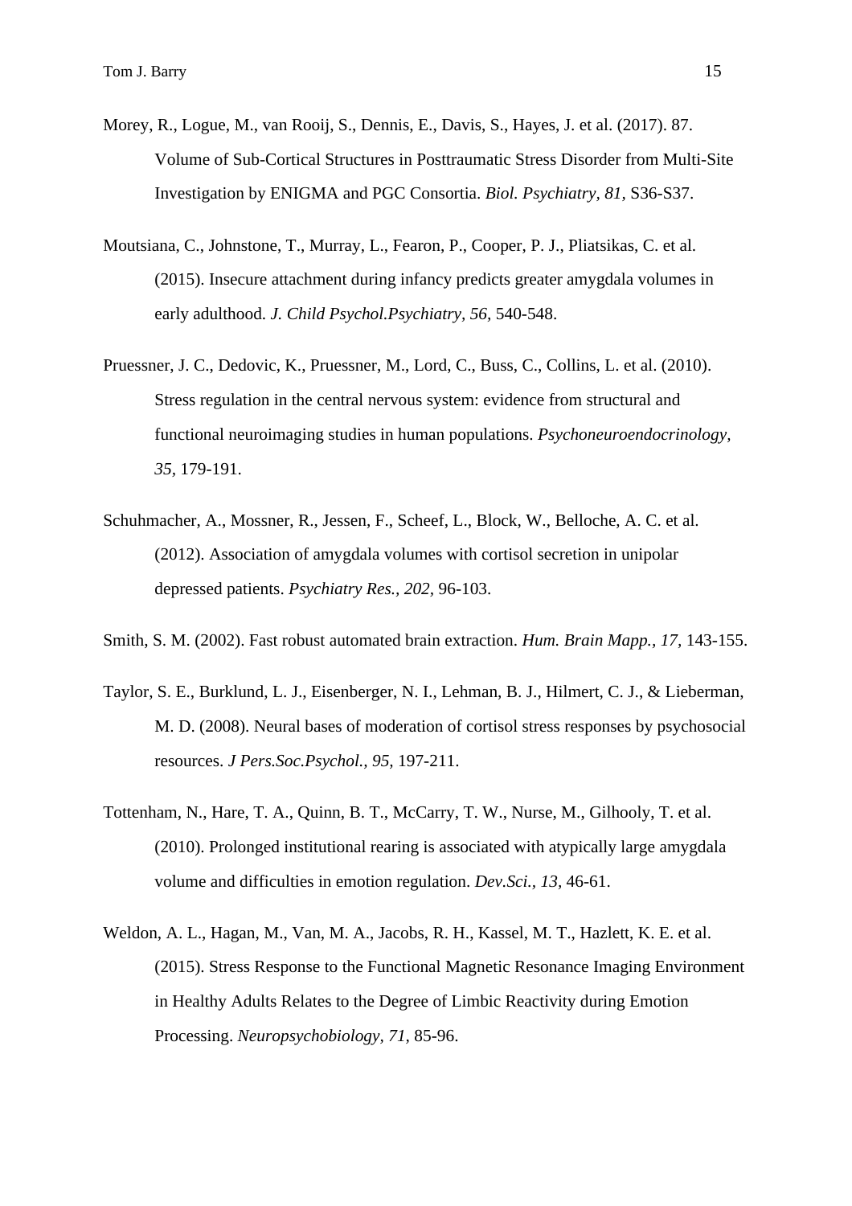Morey, R., Logue, M., van Rooij, S., Dennis, E., Davis, S., Hayes, J. et al. (2017). 87. Volume of Sub-Cortical Structures in Posttraumatic Stress Disorder from Multi-Site Investigation by ENIGMA and PGC Consortia. *Biol. Psychiatry, 81,* S36-S37.

Moutsiana, C., Johnstone, T., Murray, L., Fearon, P., Cooper, P. J., Pliatsikas, C. et al. (2015). Insecure attachment during infancy predicts greater amygdala volumes in early adulthood. *J. Child Psychol.Psychiatry, 56,* 540-548.

Pruessner, J. C., Dedovic, K., Pruessner, M., Lord, C., Buss, C., Collins, L. et al. (2010). Stress regulation in the central nervous system: evidence from structural and functional neuroimaging studies in human populations. *Psychoneuroendocrinology, 35,* 179-191.

Schuhmacher, A., Mossner, R., Jessen, F., Scheef, L., Block, W., Belloche, A. C. et al. (2012). Association of amygdala volumes with cortisol secretion in unipolar depressed patients. *Psychiatry Res., 202,* 96-103.

Smith, S. M. (2002). Fast robust automated brain extraction. *Hum. Brain Mapp., 17,* 143-155.

Taylor, S. E., Burklund, L. J., Eisenberger, N. I., Lehman, B. J., Hilmert, C. J., & Lieberman, M. D. (2008). Neural bases of moderation of cortisol stress responses by psychosocial resources. *J Pers.Soc.Psychol., 95,* 197-211.

Tottenham, N., Hare, T. A., Quinn, B. T., McCarry, T. W., Nurse, M., Gilhooly, T. et al. (2010). Prolonged institutional rearing is associated with atypically large amygdala volume and difficulties in emotion regulation. *Dev.Sci., 13,* 46-61.

Weldon, A. L., Hagan, M., Van, M. A., Jacobs, R. H., Kassel, M. T., Hazlett, K. E. et al. (2015). Stress Response to the Functional Magnetic Resonance Imaging Environment in Healthy Adults Relates to the Degree of Limbic Reactivity during Emotion Processing. *Neuropsychobiology, 71,* 85-96.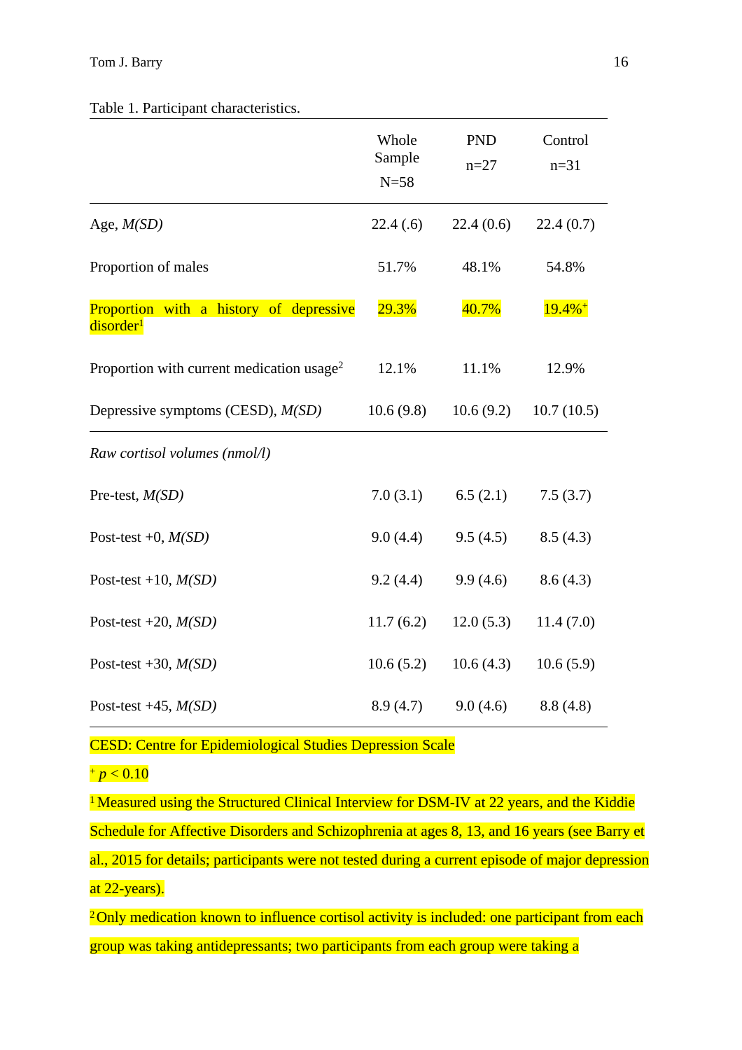Table 1. Participant characteristics.

| | Whole Sample N=58 | PND n=27 | Control n=31 |
|---|---|---|---|
| Age, *M(SD)* | 22.4 (.6) | 22.4 (0.6) | 22.4 (0.7) |
| Proportion of males | 51.7% | 48.1% | 54.8% |
| Proportion with a history of depressive disorder[1] | 29.3% | 40.7% | 19.4%[+] |
| Proportion with current medication usage[2] | 12.1% | 11.1% | 12.9% |
| Depressive symptoms (CESD), *M(SD)* | 10.6 (9.8) | 10.6 (9.2) | 10.7 (10.5) |
| *Raw cortisol volumes (nmol/l)* | | | |
| Pre-test, *M(SD)* | 7.0 (3.1) | 6.5 (2.1) | 7.5 (3.7) |
| Post-test +0, *M(SD)* | 9.0 (4.4) | 9.5 (4.5) | 8.5 (4.3) |
| Post-test +10, *M(SD)* | 9.2 (4.4) | 9.9 (4.6) | 8.6 (4.3) |
| Post-test +20, *M(SD)* | 11.7 (6.2) | 12.0 (5.3) | 11.4 (7.0) |
| Post-test +30, *M(SD)* | 10.6 (5.2) | 10.6 (4.3) | 10.6 (5.9) |
| Post-test +45, *M(SD)* | 8.9 (4.7) | 9.0 (4.6) | 8.8 (4.8) |

CESD: Centre for Epidemiological Studies Depression Scale

[+] $p < 0.10$

[1] Measured using the Structured Clinical Interview for DSM-IV at 22 years, and the Kiddie Schedule for Affective Disorders and Schizophrenia at ages 8, 13, and 16 years (see Barry et al., 2015 for details; participants were not tested during a current episode of major depression at 22-years).

[2] Only medication known to influence cortisol activity is included: one participant from each group was taking antidepressants; two participants from each group were taking a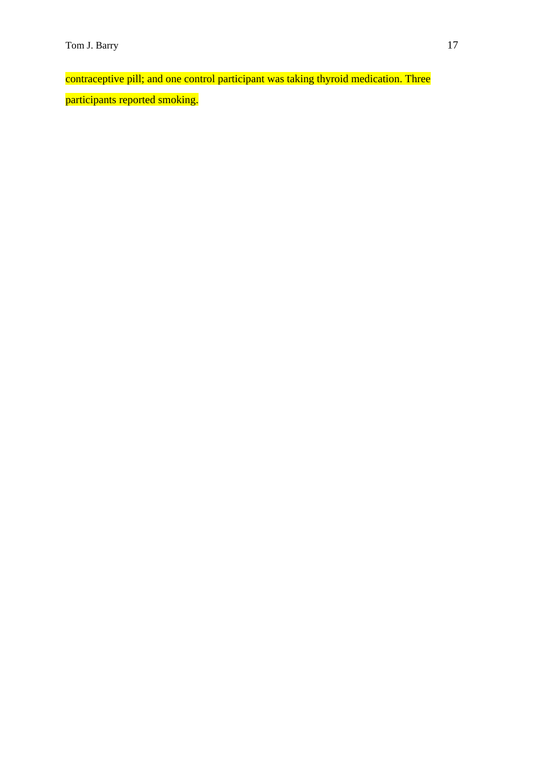contraceptive pill; and one control participant was taking thyroid medication. Three participants reported smoking.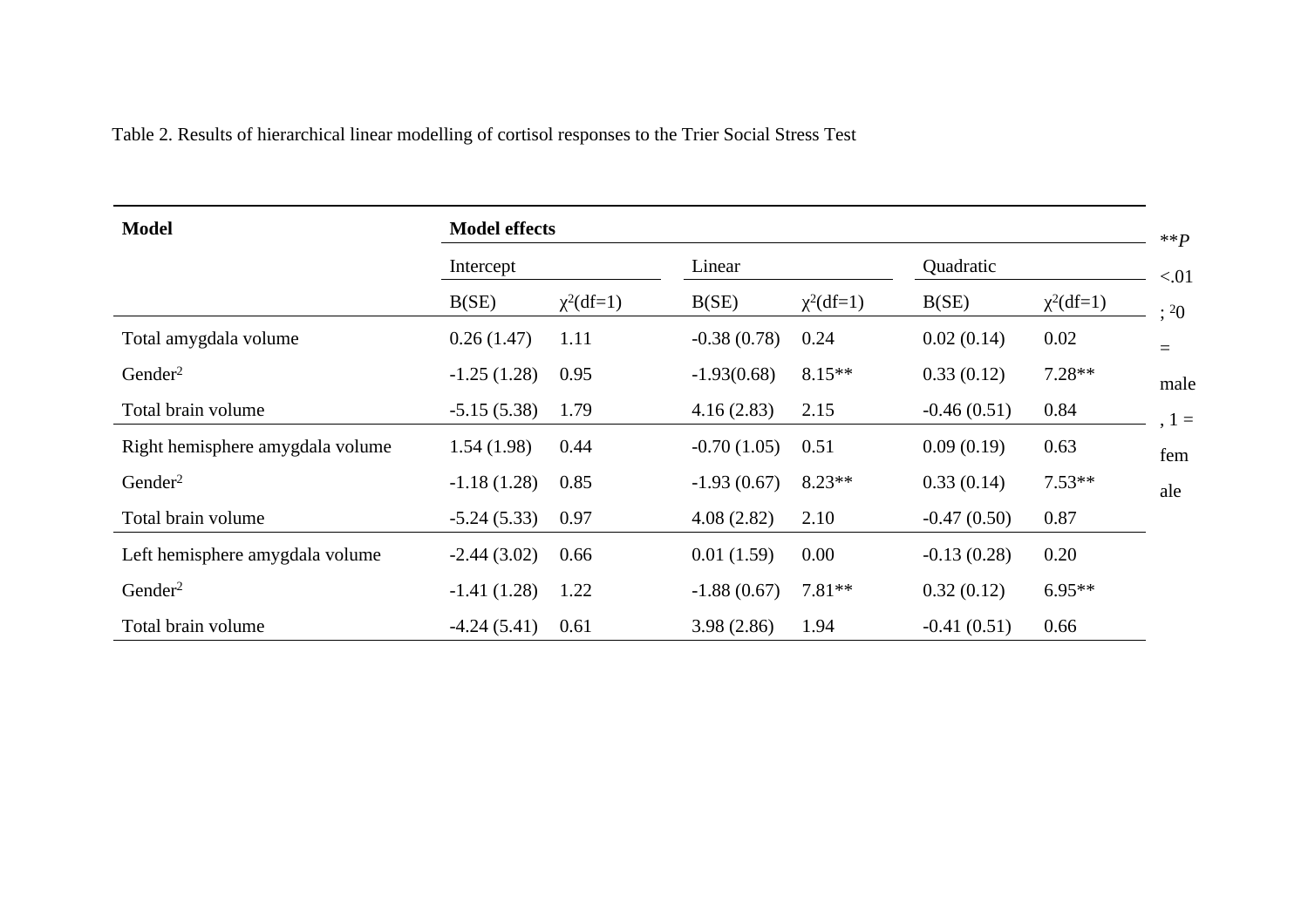Table 2. Results of hierarchical linear modelling of cortisol responses to the Trier Social Stress Test

| Model | Model effects | | | | | |
|---|---|---|---|---|---|---|
| | Intercept | | Linear | | Quadratic | |
| | B(SE) | $\chi^2$(df=1) | B(SE) | $\chi^2$(df=1) | B(SE) | $\chi^2$(df=1) |
| Total amygdala volume | 0.26 (1.47) | 1.11 | -0.38 (0.78) | 0.24 | 0.02 (0.14) | 0.02 |
| Gender[2] | -1.25 (1.28) | 0.95 | -1.93(0.68) | 8.15** | 0.33 (0.12) | 7.28** |
| Total brain volume | -5.15 (5.38) | 1.79 | 4.16 (2.83) | 2.15 | -0.46 (0.51) | 0.84 |
| Right hemisphere amygdala volume | 1.54 (1.98) | 0.44 | -0.70 (1.05) | 0.51 | 0.09 (0.19) | 0.63 |
| Gender[2] | -1.18 (1.28) | 0.85 | -1.93 (0.67) | 8.23** | 0.33 (0.14) | 7.53** |
| Total brain volume | -5.24 (5.33) | 0.97 | 4.08 (2.82) | 2.10 | -0.47 (0.50) | 0.87 |
| Left hemisphere amygdala volume | -2.44 (3.02) | 0.66 | 0.01 (1.59) | 0.00 | -0.13 (0.28) | 0.20 |
| Gender[2] | -1.41 (1.28) | 1.22 | -1.88 (0.67) | 7.81** | 0.32 (0.12) | 6.95** |
| Total brain volume | -4.24 (5.41) | 0.61 | 3.98 (2.86) | 1.94 | -0.41 (0.51) | 0.66 |

**P <.01; [2]0 = male, 1 = female